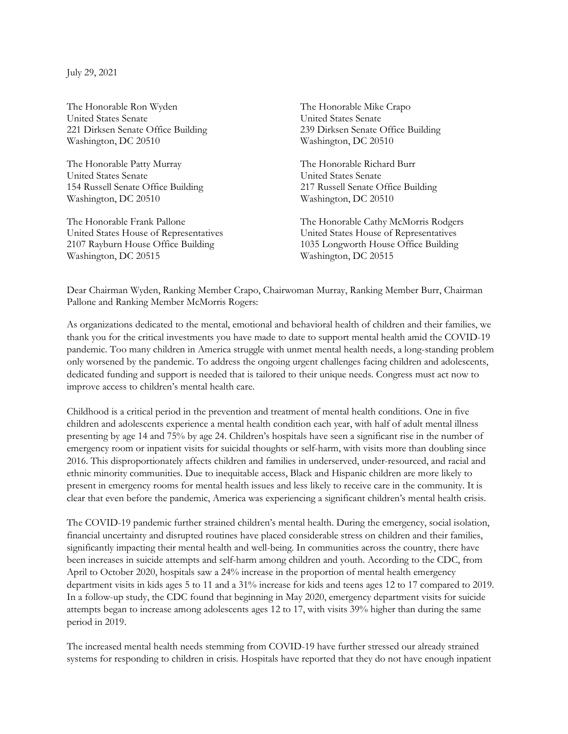July 29, 2021

The Honorable Ron Wyden
United States Senate
221 Dirksen Senate Office Building
Washington, DC 20510

The Honorable Mike Crapo
United States Senate
239 Dirksen Senate Office Building
Washington, DC 20510

The Honorable Patty Murray
United States Senate
154 Russell Senate Office Building
Washington, DC 20510

The Honorable Richard Burr
United States Senate
217 Russell Senate Office Building
Washington, DC 20510

The Honorable Frank Pallone
United States House of Representatives
2107 Rayburn House Office Building
Washington, DC 20515

The Honorable Cathy McMorris Rodgers
United States House of Representatives
1035 Longworth House Office Building
Washington, DC 20515

Dear Chairman Wyden, Ranking Member Crapo, Chairwoman Murray, Ranking Member Burr, Chairman Pallone and Ranking Member McMorris Rogers:

As organizations dedicated to the mental, emotional and behavioral health of children and their families, we thank you for the critical investments you have made to date to support mental health amid the COVID-19 pandemic. Too many children in America struggle with unmet mental health needs, a long-standing problem only worsened by the pandemic. To address the ongoing urgent challenges facing children and adolescents, dedicated funding and support is needed that is tailored to their unique needs. Congress must act now to improve access to children's mental health care.

Childhood is a critical period in the prevention and treatment of mental health conditions. One in five children and adolescents experience a mental health condition each year, with half of adult mental illness presenting by age 14 and 75% by age 24. Children's hospitals have seen a significant rise in the number of emergency room or inpatient visits for suicidal thoughts or self-harm, with visits more than doubling since 2016. This disproportionately affects children and families in underserved, under-resourced, and racial and ethnic minority communities. Due to inequitable access, Black and Hispanic children are more likely to present in emergency rooms for mental health issues and less likely to receive care in the community. It is clear that even before the pandemic, America was experiencing a significant children's mental health crisis.

The COVID-19 pandemic further strained children's mental health. During the emergency, social isolation, financial uncertainty and disrupted routines have placed considerable stress on children and their families, significantly impacting their mental health and well-being. In communities across the country, there have been increases in suicide attempts and self-harm among children and youth. According to the CDC, from April to October 2020, hospitals saw a 24% increase in the proportion of mental health emergency department visits in kids ages 5 to 11 and a 31% increase for kids and teens ages 12 to 17 compared to 2019. In a follow-up study, the CDC found that beginning in May 2020, emergency department visits for suicide attempts began to increase among adolescents ages 12 to 17, with visits 39% higher than during the same period in 2019.

The increased mental health needs stemming from COVID-19 have further stressed our already strained systems for responding to children in crisis. Hospitals have reported that they do not have enough inpatient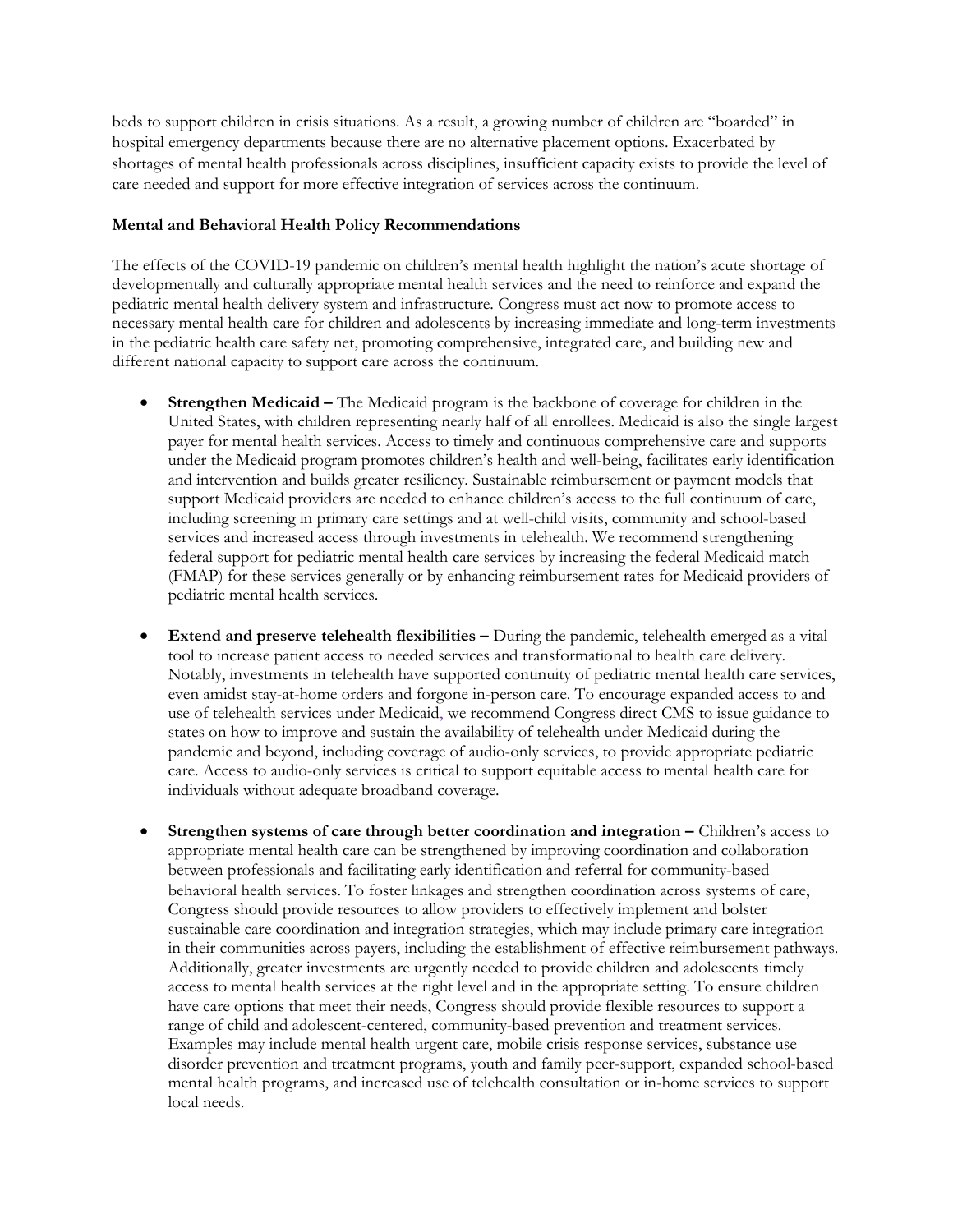beds to support children in crisis situations. As a result, a growing number of children are "boarded" in hospital emergency departments because there are no alternative placement options. Exacerbated by shortages of mental health professionals across disciplines, insufficient capacity exists to provide the level of care needed and support for more effective integration of services across the continuum.

**Mental and Behavioral Health Policy Recommendations**

The effects of the COVID-19 pandemic on children's mental health highlight the nation's acute shortage of developmentally and culturally appropriate mental health services and the need to reinforce and expand the pediatric mental health delivery system and infrastructure. Congress must act now to promote access to necessary mental health care for children and adolescents by increasing immediate and long-term investments in the pediatric health care safety net, promoting comprehensive, integrated care, and building new and different national capacity to support care across the continuum.

- **Strengthen Medicaid –** The Medicaid program is the backbone of coverage for children in the United States, with children representing nearly half of all enrollees. Medicaid is also the single largest payer for mental health services. Access to timely and continuous comprehensive care and supports under the Medicaid program promotes children's health and well-being, facilitates early identification and intervention and builds greater resiliency. Sustainable reimbursement or payment models that support Medicaid providers are needed to enhance children's access to the full continuum of care, including screening in primary care settings and at well-child visits, community and school-based services and increased access through investments in telehealth. We recommend strengthening federal support for pediatric mental health care services by increasing the federal Medicaid match (FMAP) for these services generally or by enhancing reimbursement rates for Medicaid providers of pediatric mental health services.

- **Extend and preserve telehealth flexibilities –** During the pandemic, telehealth emerged as a vital tool to increase patient access to needed services and transformational to health care delivery. Notably, investments in telehealth have supported continuity of pediatric mental health care services, even amidst stay-at-home orders and forgone in-person care. To encourage expanded access to and use of telehealth services under Medicaid, we recommend Congress direct CMS to issue guidance to states on how to improve and sustain the availability of telehealth under Medicaid during the pandemic and beyond, including coverage of audio-only services, to provide appropriate pediatric care. Access to audio-only services is critical to support equitable access to mental health care for individuals without adequate broadband coverage.

- **Strengthen systems of care through better coordination and integration –** Children's access to appropriate mental health care can be strengthened by improving coordination and collaboration between professionals and facilitating early identification and referral for community-based behavioral health services. To foster linkages and strengthen coordination across systems of care, Congress should provide resources to allow providers to effectively implement and bolster sustainable care coordination and integration strategies, which may include primary care integration in their communities across payers, including the establishment of effective reimbursement pathways. Additionally, greater investments are urgently needed to provide children and adolescents timely access to mental health services at the right level and in the appropriate setting. To ensure children have care options that meet their needs, Congress should provide flexible resources to support a range of child and adolescent-centered, community-based prevention and treatment services. Examples may include mental health urgent care, mobile crisis response services, substance use disorder prevention and treatment programs, youth and family peer-support, expanded school-based mental health programs, and increased use of telehealth consultation or in-home services to support local needs.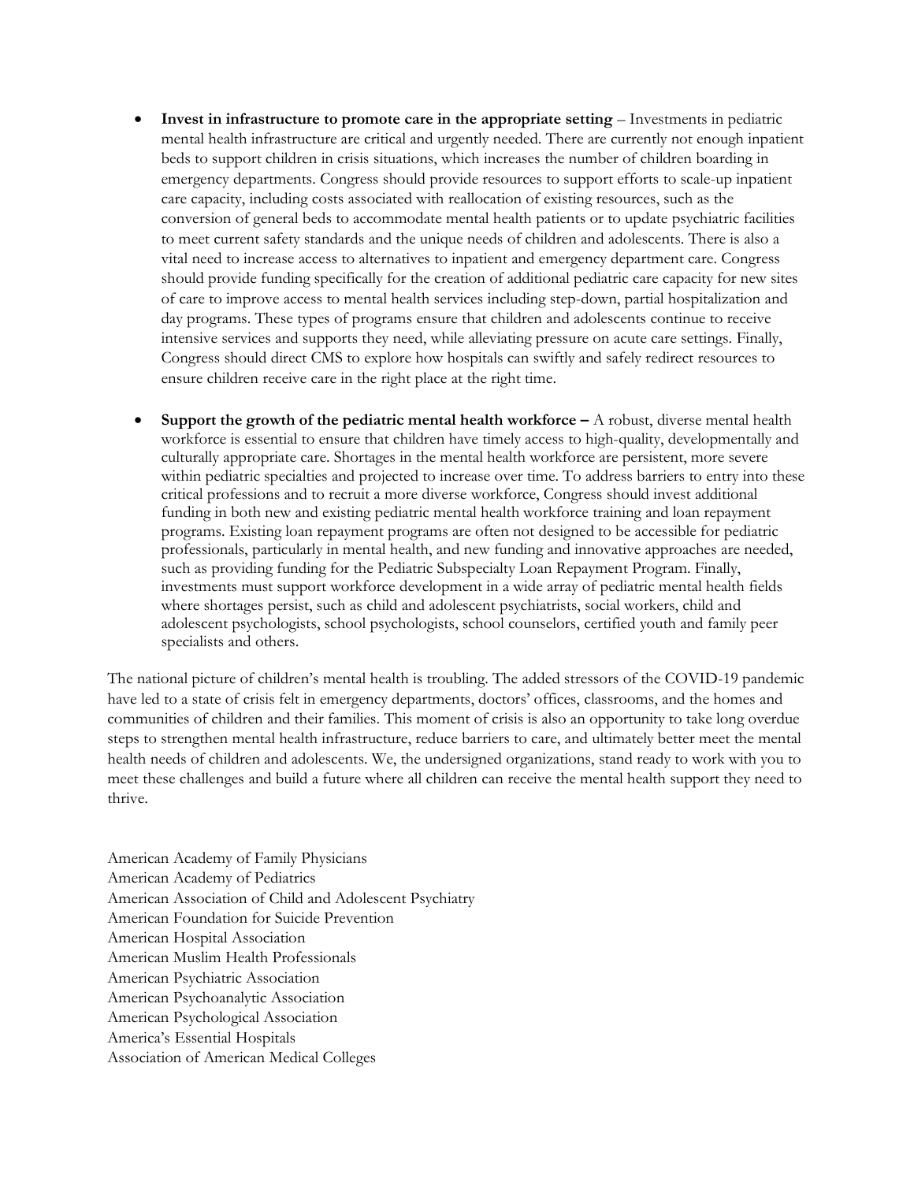- **Invest in infrastructure to promote care in the appropriate setting** – Investments in pediatric mental health infrastructure are critical and urgently needed. There are currently not enough inpatient beds to support children in crisis situations, which increases the number of children boarding in emergency departments. Congress should provide resources to support efforts to scale-up inpatient care capacity, including costs associated with reallocation of existing resources, such as the conversion of general beds to accommodate mental health patients or to update psychiatric facilities to meet current safety standards and the unique needs of children and adolescents. There is also a vital need to increase access to alternatives to inpatient and emergency department care. Congress should provide funding specifically for the creation of additional pediatric care capacity for new sites of care to improve access to mental health services including step-down, partial hospitalization and day programs. These types of programs ensure that children and adolescents continue to receive intensive services and supports they need, while alleviating pressure on acute care settings. Finally, Congress should direct CMS to explore how hospitals can swiftly and safely redirect resources to ensure children receive care in the right place at the right time.

- **Support the growth of the pediatric mental health workforce –** A robust, diverse mental health workforce is essential to ensure that children have timely access to high-quality, developmentally and culturally appropriate care. Shortages in the mental health workforce are persistent, more severe within pediatric specialties and projected to increase over time. To address barriers to entry into these critical professions and to recruit a more diverse workforce, Congress should invest additional funding in both new and existing pediatric mental health workforce training and loan repayment programs. Existing loan repayment programs are often not designed to be accessible for pediatric professionals, particularly in mental health, and new funding and innovative approaches are needed, such as providing funding for the Pediatric Subspecialty Loan Repayment Program. Finally, investments must support workforce development in a wide array of pediatric mental health fields where shortages persist, such as child and adolescent psychiatrists, social workers, child and adolescent psychologists, school psychologists, school counselors, certified youth and family peer specialists and others.

The national picture of children's mental health is troubling. The added stressors of the COVID-19 pandemic have led to a state of crisis felt in emergency departments, doctors' offices, classrooms, and the homes and communities of children and their families. This moment of crisis is also an opportunity to take long overdue steps to strengthen mental health infrastructure, reduce barriers to care, and ultimately better meet the mental health needs of children and adolescents. We, the undersigned organizations, stand ready to work with you to meet these challenges and build a future where all children can receive the mental health support they need to thrive.

American Academy of Family Physicians
American Academy of Pediatrics
American Association of Child and Adolescent Psychiatry
American Foundation for Suicide Prevention
American Hospital Association
American Muslim Health Professionals
American Psychiatric Association
American Psychoanalytic Association
American Psychological Association
America's Essential Hospitals
Association of American Medical Colleges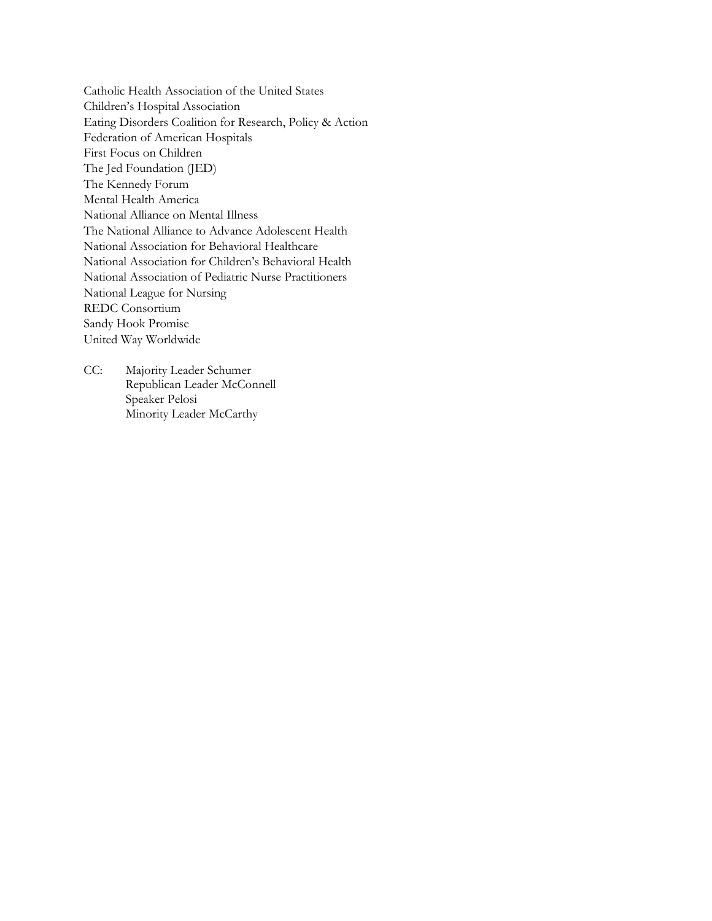Catholic Health Association of the United States
Children's Hospital Association
Eating Disorders Coalition for Research, Policy & Action
Federation of American Hospitals
First Focus on Children
The Jed Foundation (JED)
The Kennedy Forum
Mental Health America
National Alliance on Mental Illness
The National Alliance to Advance Adolescent Health
National Association for Behavioral Healthcare
National Association for Children's Behavioral Health
National Association of Pediatric Nurse Practitioners
National League for Nursing
REDC Consortium
Sandy Hook Promise
United Way Worldwide

CC: Majority Leader Schumer
Republican Leader McConnell
Speaker Pelosi
Minority Leader McCarthy